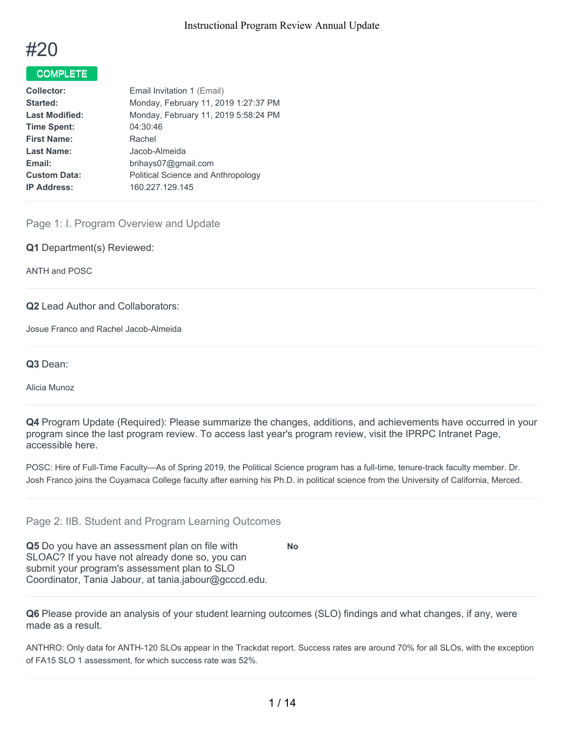# #20

**COMPLETE**

| | |
|---|---|
| **Collector:** | Email Invitation 1 (Email) |
| **Started:** | Monday, February 11, 2019 1:27:37 PM |
| **Last Modified:** | Monday, February 11, 2019 5:58:24 PM |
| **Time Spent:** | 04:30:46 |
| **First Name:** | Rachel |
| **Last Name:** | Jacob-Almeida |
| **Email:** | brihays07@gmail.com |
| **Custom Data:** | Political Science and Anthropology |
| **IP Address:** | 160.227.129.145 |

## Page 1: I. Program Overview and Update

**Q1** Department(s) Reviewed:

ANTH and POSC

**Q2** Lead Author and Collaborators:

Josue Franco and Rachel Jacob-Almeida

**Q3** Dean:

Alicia Munoz

**Q4** Program Update (Required): Please summarize the changes, additions, and achievements have occurred in your program since the last program review. To access last year's program review, visit the IPRPC Intranet Page, accessible here.

POSC: Hire of Full-Time Faculty—As of Spring 2019, the Political Science program has a full-time, tenure-track faculty member. Dr. Josh Franco joins the Cuyamaca College faculty after earning his Ph.D. in political science from the University of California, Merced.

## Page 2: IIB. Student and Program Learning Outcomes

**Q5** Do you have an assessment plan on file with SLOAC? If you have not already done so, you can submit your program's assessment plan to SLO Coordinator, Tania Jabour, at tania.jabour@gcccd.edu.

**No**

**Q6** Please provide an analysis of your student learning outcomes (SLO) findings and what changes, if any, were made as a result.

ANTHRO: Only data for ANTH-120 SLOs appear in the Trackdat report. Success rates are around 70% for all SLOs, with the exception of FA15 SLO 1 assessment, for which success rate was 52%.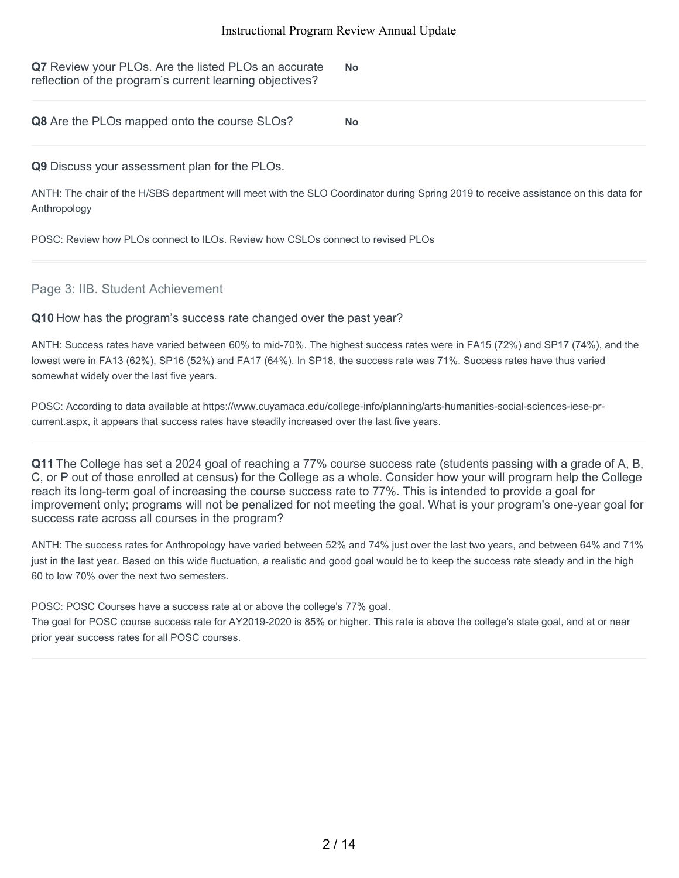**Q7** Review your PLOs. Are the listed PLOs an accurate reflection of the program's current learning objectives?

**No**

**Q8** Are the PLOs mapped onto the course SLOs?

**No**

**Q9** Discuss your assessment plan for the PLOs.

ANTH: The chair of the H/SBS department will meet with the SLO Coordinator during Spring 2019 to receive assistance on this data for Anthropology

POSC: Review how PLOs connect to ILOs. Review how CSLOs connect to revised PLOs

## Page 3: IIB. Student Achievement

**Q10** How has the program's success rate changed over the past year?

ANTH: Success rates have varied between 60% to mid-70%. The highest success rates were in FA15 (72%) and SP17 (74%), and the lowest were in FA13 (62%), SP16 (52%) and FA17 (64%). In SP18, the success rate was 71%. Success rates have thus varied somewhat widely over the last five years.

POSC: According to data available at https://www.cuyamaca.edu/college-info/planning/arts-humanities-social-sciences-iese-pr-current.aspx, it appears that success rates have steadily increased over the last five years.

**Q11** The College has set a 2024 goal of reaching a 77% course success rate (students passing with a grade of A, B, C, or P out of those enrolled at census) for the College as a whole. Consider how your will program help the College reach its long-term goal of increasing the course success rate to 77%. This is intended to provide a goal for improvement only; programs will not be penalized for not meeting the goal. What is your program's one-year goal for success rate across all courses in the program?

ANTH: The success rates for Anthropology have varied between 52% and 74% just over the last two years, and between 64% and 71% just in the last year. Based on this wide fluctuation, a realistic and good goal would be to keep the success rate steady and in the high 60 to low 70% over the next two semesters.

POSC: POSC Courses have a success rate at or above the college's 77% goal.
The goal for POSC course success rate for AY2019-2020 is 85% or higher. This rate is above the college's state goal, and at or near prior year success rates for all POSC courses.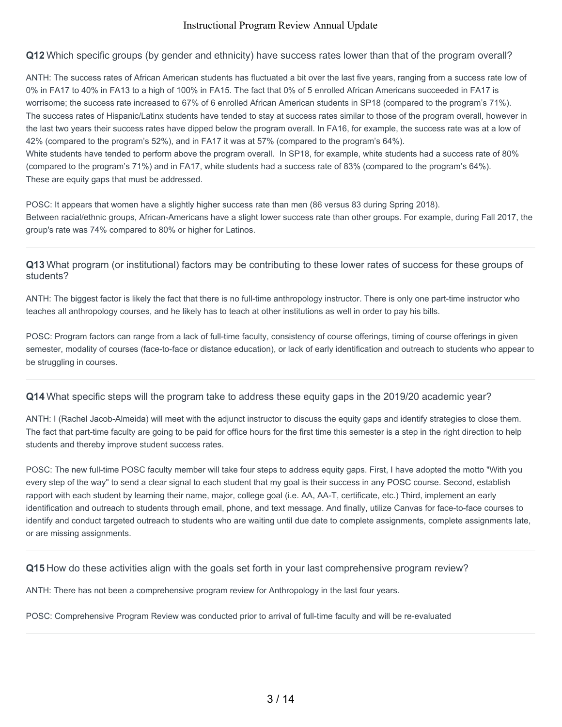**Q12** Which specific groups (by gender and ethnicity) have success rates lower than that of the program overall?

ANTH: The success rates of African American students has fluctuated a bit over the last five years, ranging from a success rate low of 0% in FA17 to 40% in FA13 to a high of 100% in FA15. The fact that 0% of 5 enrolled African Americans succeeded in FA17 is worrisome; the success rate increased to 67% of 6 enrolled African American students in SP18 (compared to the program's 71%).
The success rates of Hispanic/Latinx students have tended to stay at success rates similar to those of the program overall, however in the last two years their success rates have dipped below the program overall. In FA16, for example, the success rate was at a low of 42% (compared to the program's 52%), and in FA17 it was at 57% (compared to the program's 64%).
White students have tended to perform above the program overall. In SP18, for example, white students had a success rate of 80% (compared to the program's 71%) and in FA17, white students had a success rate of 83% (compared to the program's 64%).
These are equity gaps that must be addressed.

POSC: It appears that women have a slightly higher success rate than men (86 versus 83 during Spring 2018).
Between racial/ethnic groups, African-Americans have a slight lower success rate than other groups. For example, during Fall 2017, the group's rate was 74% compared to 80% or higher for Latinos.

**Q13** What program (or institutional) factors may be contributing to these lower rates of success for these groups of students?

ANTH: The biggest factor is likely the fact that there is no full-time anthropology instructor. There is only one part-time instructor who teaches all anthropology courses, and he likely has to teach at other institutions as well in order to pay his bills.

POSC: Program factors can range from a lack of full-time faculty, consistency of course offerings, timing of course offerings in given semester, modality of courses (face-to-face or distance education), or lack of early identification and outreach to students who appear to be struggling in courses.

**Q14** What specific steps will the program take to address these equity gaps in the 2019/20 academic year?

ANTH: I (Rachel Jacob-Almeida) will meet with the adjunct instructor to discuss the equity gaps and identify strategies to close them. The fact that part-time faculty are going to be paid for office hours for the first time this semester is a step in the right direction to help students and thereby improve student success rates.

POSC: The new full-time POSC faculty member will take four steps to address equity gaps. First, I have adopted the motto "With you every step of the way" to send a clear signal to each student that my goal is their success in any POSC course. Second, establish rapport with each student by learning their name, major, college goal (i.e. AA, AA-T, certificate, etc.) Third, implement an early identification and outreach to students through email, phone, and text message. And finally, utilize Canvas for face-to-face courses to identify and conduct targeted outreach to students who are waiting until due date to complete assignments, complete assignments late, or are missing assignments.

**Q15** How do these activities align with the goals set forth in your last comprehensive program review?

ANTH: There has not been a comprehensive program review for Anthropology in the last four years.

POSC: Comprehensive Program Review was conducted prior to arrival of full-time faculty and will be re-evaluated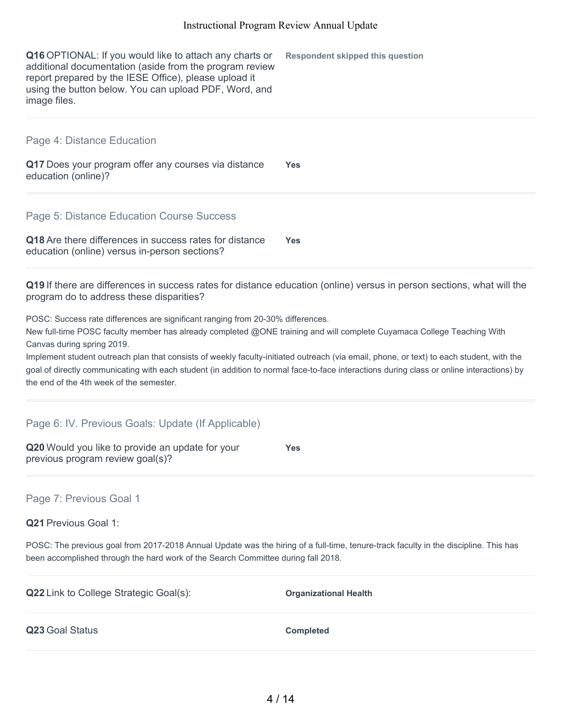**Q16** OPTIONAL: If you would like to attach any charts or additional documentation (aside from the program review report prepared by the IESE Office), please upload it using the button below. You can upload PDF, Word, and image files.

**Respondent skipped this question**

## Page 4: Distance Education

**Q17** Does your program offer any courses via distance education (online)?

**Yes**

## Page 5: Distance Education Course Success

**Q18** Are there differences in success rates for distance education (online) versus in-person sections?

**Yes**

**Q19** If there are differences in success rates for distance education (online) versus in person sections, what will the program do to address these disparities?

POSC: Success rate differences are significant ranging from 20-30% differences.
New full-time POSC faculty member has already completed @ONE training and will complete Cuyamaca College Teaching With Canvas during spring 2019.
Implement student outreach plan that consists of weekly faculty-initiated outreach (via email, phone, or text) to each student, with the goal of directly communicating with each student (in addition to normal face-to-face interactions during class or online interactions) by the end of the 4th week of the semester.

## Page 6: IV. Previous Goals: Update (If Applicable)

**Q20** Would you like to provide an update for your previous program review goal(s)?

**Yes**

## Page 7: Previous Goal 1

**Q21** Previous Goal 1:

POSC: The previous goal from 2017-2018 Annual Update was the hiring of a full-time, tenure-track faculty in the discipline. This has been accomplished through the hard work of the Search Committee during fall 2018.

**Q22** Link to College Strategic Goal(s):

**Organizational Health**

**Q23** Goal Status

**Completed**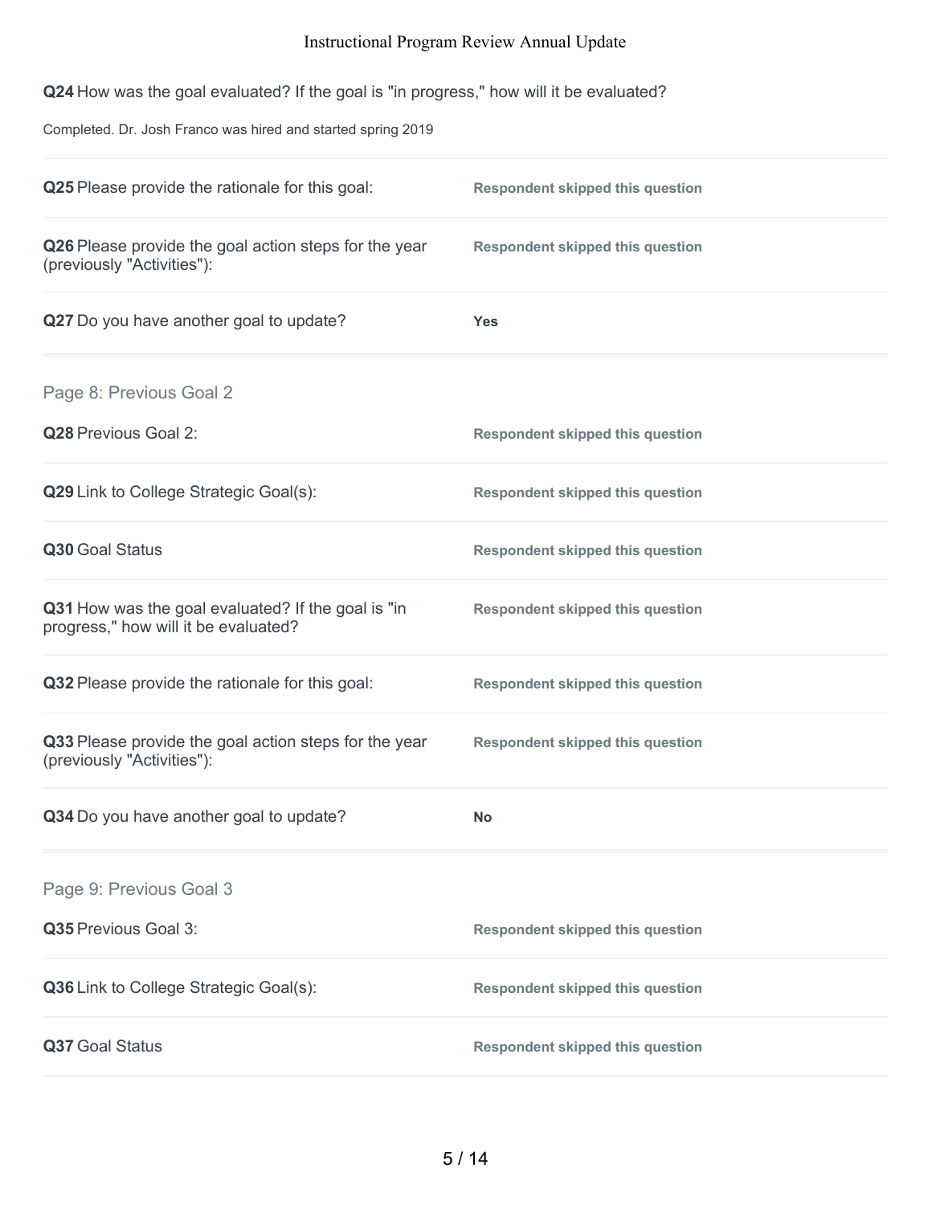**Q24** How was the goal evaluated? If the goal is "in progress," how will it be evaluated?

Completed. Dr. Josh Franco was hired and started spring 2019

| | |
|---|---|
| **Q25** Please provide the rationale for this goal: | **Respondent skipped this question** |
| **Q26** Please provide the goal action steps for the year (previously "Activities"): | **Respondent skipped this question** |
| **Q27** Do you have another goal to update? | **Yes** |

## Page 8: Previous Goal 2

| | |
|---|---|
| **Q28** Previous Goal 2: | **Respondent skipped this question** |
| **Q29** Link to College Strategic Goal(s): | **Respondent skipped this question** |
| **Q30** Goal Status | **Respondent skipped this question** |
| **Q31** How was the goal evaluated? If the goal is "in progress," how will it be evaluated? | **Respondent skipped this question** |
| **Q32** Please provide the rationale for this goal: | **Respondent skipped this question** |
| **Q33** Please provide the goal action steps for the year (previously "Activities"): | **Respondent skipped this question** |
| **Q34** Do you have another goal to update? | **No** |

## Page 9: Previous Goal 3

| | |
|---|---|
| **Q35** Previous Goal 3: | **Respondent skipped this question** |
| **Q36** Link to College Strategic Goal(s): | **Respondent skipped this question** |
| **Q37** Goal Status | **Respondent skipped this question** |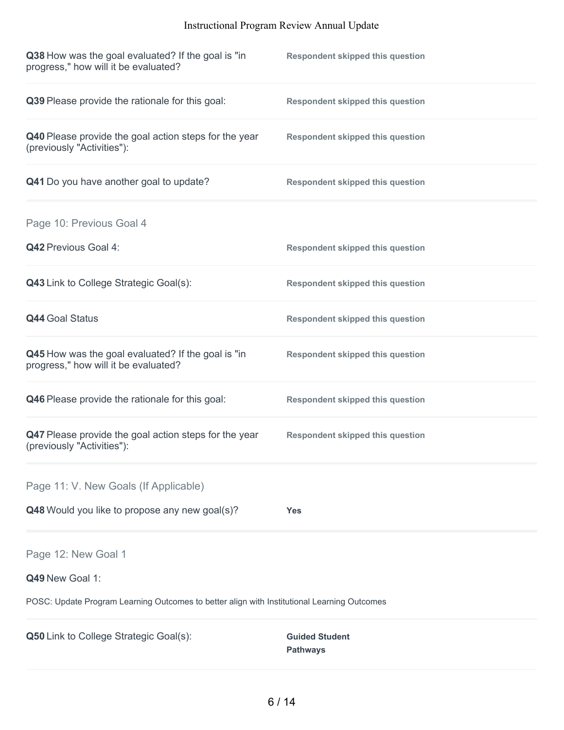**Q38** How was the goal evaluated? If the goal is "in progress," how will it be evaluated?

**Respondent skipped this question**

**Q39** Please provide the rationale for this goal:

**Respondent skipped this question**

**Q40** Please provide the goal action steps for the year (previously "Activities"):

**Respondent skipped this question**

**Q41** Do you have another goal to update?

**Respondent skipped this question**

## Page 10: Previous Goal 4

**Q42** Previous Goal 4:

**Respondent skipped this question**

**Q43** Link to College Strategic Goal(s):

**Respondent skipped this question**

**Q44** Goal Status

**Respondent skipped this question**

**Q45** How was the goal evaluated? If the goal is "in progress," how will it be evaluated?

**Respondent skipped this question**

**Q46** Please provide the rationale for this goal:

**Respondent skipped this question**

**Q47** Please provide the goal action steps for the year (previously "Activities"):

**Respondent skipped this question**

## Page 11: V. New Goals (If Applicable)

**Q48** Would you like to propose any new goal(s)?

**Yes**

## Page 12: New Goal 1

**Q49** New Goal 1:

POSC: Update Program Learning Outcomes to better align with Institutional Learning Outcomes

**Q50** Link to College Strategic Goal(s):

**Guided Student Pathways**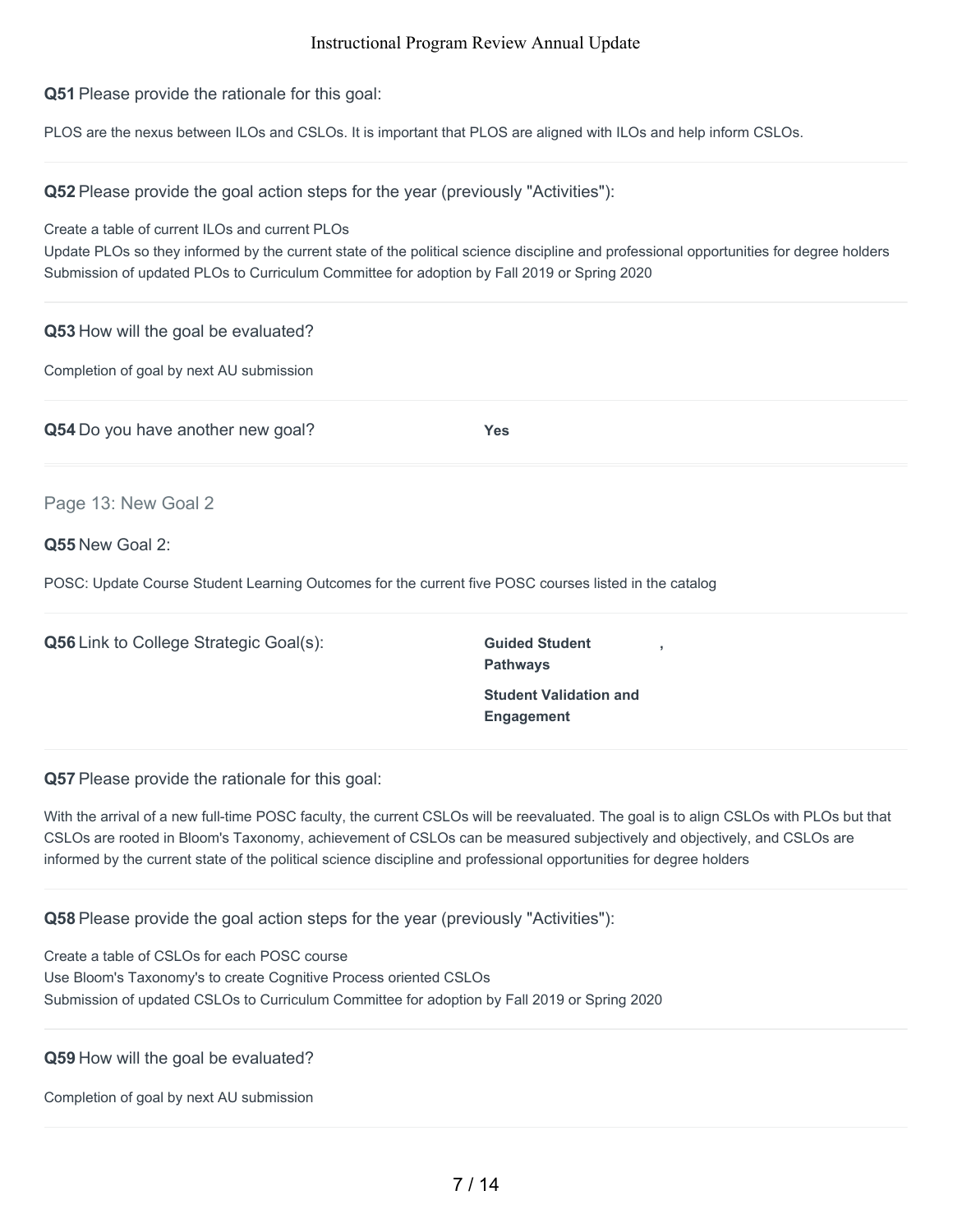**Q51** Please provide the rationale for this goal:

PLOS are the nexus between ILOs and CSLOs. It is important that PLOS are aligned with ILOs and help inform CSLOs.

**Q52** Please provide the goal action steps for the year (previously "Activities"):

Create a table of current ILOs and current PLOs
Update PLOs so they informed by the current state of the political science discipline and professional opportunities for degree holders
Submission of updated PLOs to Curriculum Committee for adoption by Fall 2019 or Spring 2020

**Q53** How will the goal be evaluated?

Completion of goal by next AU submission

**Q54** Do you have another new goal? **Yes**

## Page 13: New Goal 2

**Q55** New Goal 2:

POSC: Update Course Student Learning Outcomes for the current five POSC courses listed in the catalog

**Q56** Link to College Strategic Goal(s): **Guided Student Pathways**, **Student Validation and Engagement**

**Q57** Please provide the rationale for this goal:

With the arrival of a new full-time POSC faculty, the current CSLOs will be reevaluated. The goal is to align CSLOs with PLOs but that CSLOs are rooted in Bloom's Taxonomy, achievement of CSLOs can be measured subjectively and objectively, and CSLOs are informed by the current state of the political science discipline and professional opportunities for degree holders

**Q58** Please provide the goal action steps for the year (previously "Activities"):

Create a table of CSLOs for each POSC course
Use Bloom's Taxonomy's to create Cognitive Process oriented CSLOs
Submission of updated CSLOs to Curriculum Committee for adoption by Fall 2019 or Spring 2020

**Q59** How will the goal be evaluated?

Completion of goal by next AU submission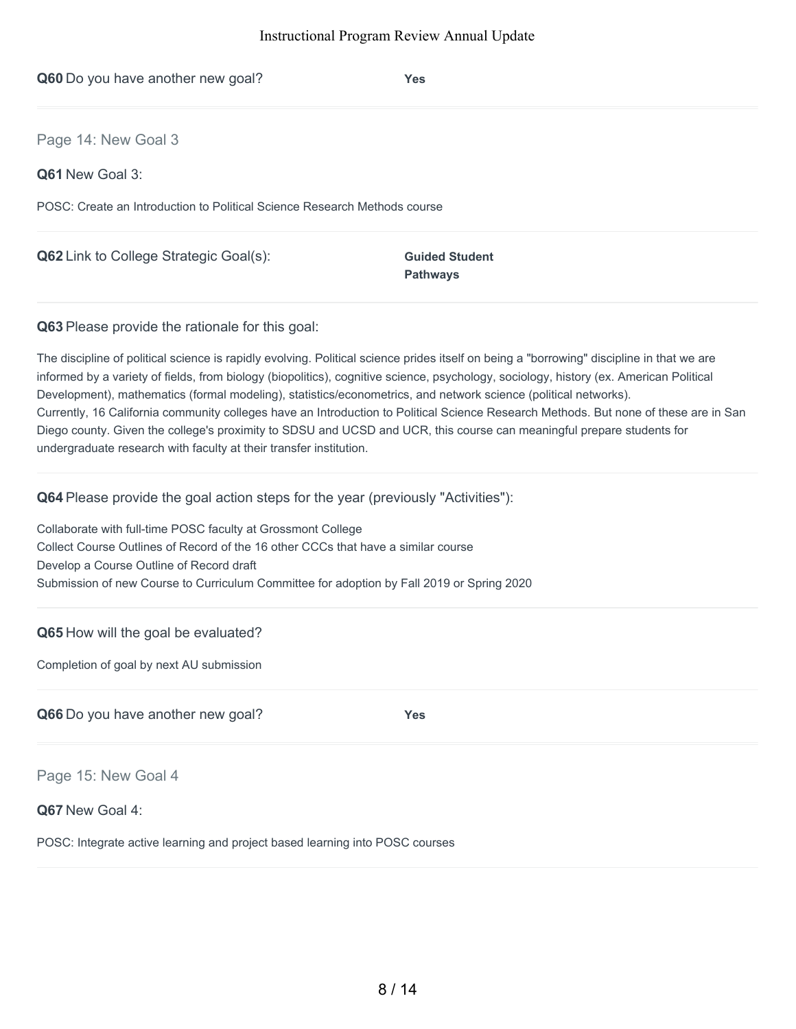**Q60** Do you have another new goal? **Yes**

## Page 14: New Goal 3

**Q61** New Goal 3:

POSC: Create an Introduction to Political Science Research Methods course

**Q62** Link to College Strategic Goal(s): **Guided Student Pathways**

**Q63** Please provide the rationale for this goal:

The discipline of political science is rapidly evolving. Political science prides itself on being a "borrowing" discipline in that we are informed by a variety of fields, from biology (biopolitics), cognitive science, psychology, sociology, history (ex. American Political Development), mathematics (formal modeling), statistics/econometrics, and network science (political networks).
Currently, 16 California community colleges have an Introduction to Political Science Research Methods. But none of these are in San Diego county. Given the college's proximity to SDSU and UCSD and UCR, this course can meaningful prepare students for undergraduate research with faculty at their transfer institution.

**Q64** Please provide the goal action steps for the year (previously "Activities"):

Collaborate with full-time POSC faculty at Grossmont College
Collect Course Outlines of Record of the 16 other CCCs that have a similar course
Develop a Course Outline of Record draft
Submission of new Course to Curriculum Committee for adoption by Fall 2019 or Spring 2020

**Q65** How will the goal be evaluated?

Completion of goal by next AU submission

**Q66** Do you have another new goal? **Yes**

## Page 15: New Goal 4

**Q67** New Goal 4:

POSC: Integrate active learning and project based learning into POSC courses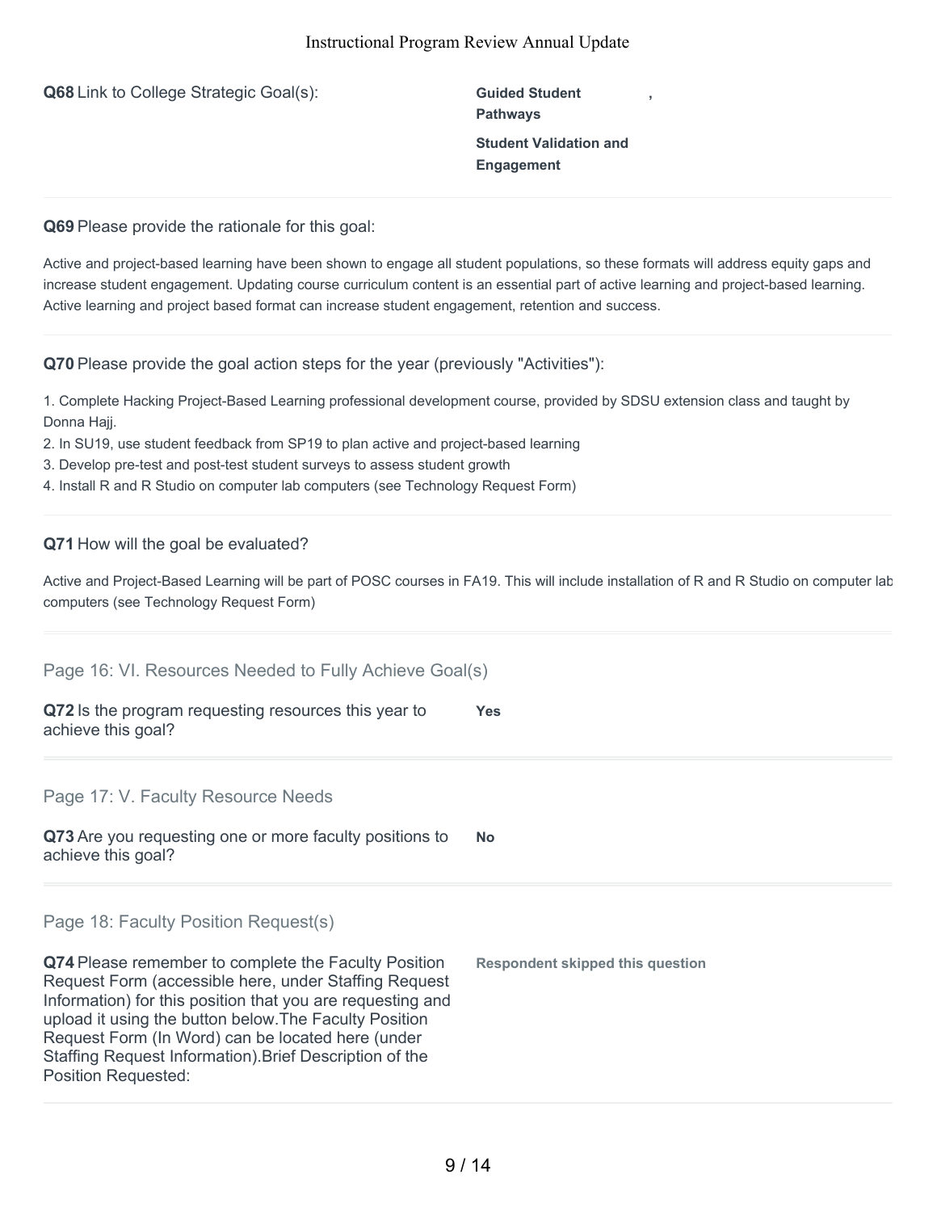**Q68** Link to College Strategic Goal(s):

**Guided Student Pathways** ,

**Student Validation and Engagement**

**Q69** Please provide the rationale for this goal:

Active and project-based learning have been shown to engage all student populations, so these formats will address equity gaps and increase student engagement. Updating course curriculum content is an essential part of active learning and project-based learning. Active learning and project based format can increase student engagement, retention and success.

**Q70** Please provide the goal action steps for the year (previously "Activities"):

1. Complete Hacking Project-Based Learning professional development course, provided by SDSU extension class and taught by Donna Hajj.
2. In SU19, use student feedback from SP19 to plan active and project-based learning
3. Develop pre-test and post-test student surveys to assess student growth
4. Install R and R Studio on computer lab computers (see Technology Request Form)

**Q71** How will the goal be evaluated?

Active and Project-Based Learning will be part of POSC courses in FA19. This will include installation of R and R Studio on computer lab computers (see Technology Request Form)

## Page 16: VI. Resources Needed to Fully Achieve Goal(s)

**Q72** Is the program requesting resources this year to achieve this goal?

**Yes**

## Page 17: V. Faculty Resource Needs

**Q73** Are you requesting one or more faculty positions to achieve this goal?

**No**

## Page 18: Faculty Position Request(s)

**Q74** Please remember to complete the Faculty Position Request Form (accessible here, under Staffing Request Information) for this position that you are requesting and upload it using the button below.The Faculty Position Request Form (In Word) can be located here (under Staffing Request Information).Brief Description of the Position Requested:

**Respondent skipped this question**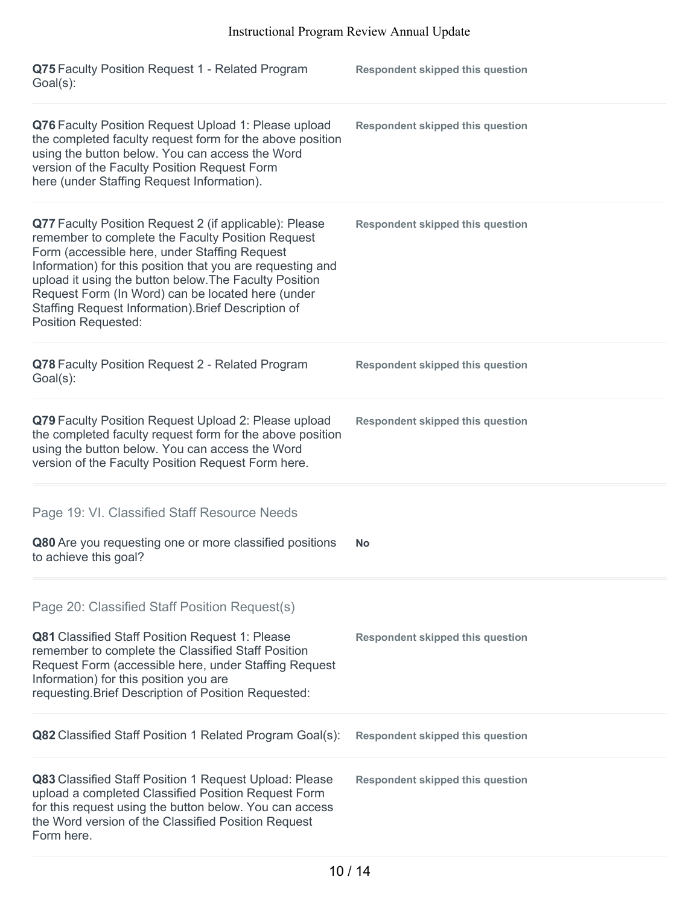**Q75** Faculty Position Request 1 - Related Program Goal(s):

**Respondent skipped this question**

**Q76** Faculty Position Request Upload 1: Please upload the completed faculty request form for the above position using the button below. You can access the Word version of the Faculty Position Request Form here (under Staffing Request Information).

**Respondent skipped this question**

**Q77** Faculty Position Request 2 (if applicable): Please remember to complete the Faculty Position Request Form (accessible here, under Staffing Request Information) for this position that you are requesting and upload it using the button below.The Faculty Position Request Form (In Word) can be located here (under Staffing Request Information).Brief Description of Position Requested:

**Respondent skipped this question**

**Q78** Faculty Position Request 2 - Related Program Goal(s):

**Respondent skipped this question**

**Q79** Faculty Position Request Upload 2: Please upload the completed faculty request form for the above position using the button below. You can access the Word version of the Faculty Position Request Form here.

**Respondent skipped this question**

## Page 19: VI. Classified Staff Resource Needs

**Q80** Are you requesting one or more classified positions to achieve this goal?

**No**

## Page 20: Classified Staff Position Request(s)

**Q81** Classified Staff Position Request 1: Please remember to complete the Classified Staff Position Request Form (accessible here, under Staffing Request Information) for this position you are requesting.Brief Description of Position Requested:

**Respondent skipped this question**

**Q82** Classified Staff Position 1 Related Program Goal(s):

**Respondent skipped this question**

**Q83** Classified Staff Position 1 Request Upload: Please upload a completed Classified Position Request Form for this request using the button below. You can access the Word version of the Classified Position Request Form here.

**Respondent skipped this question**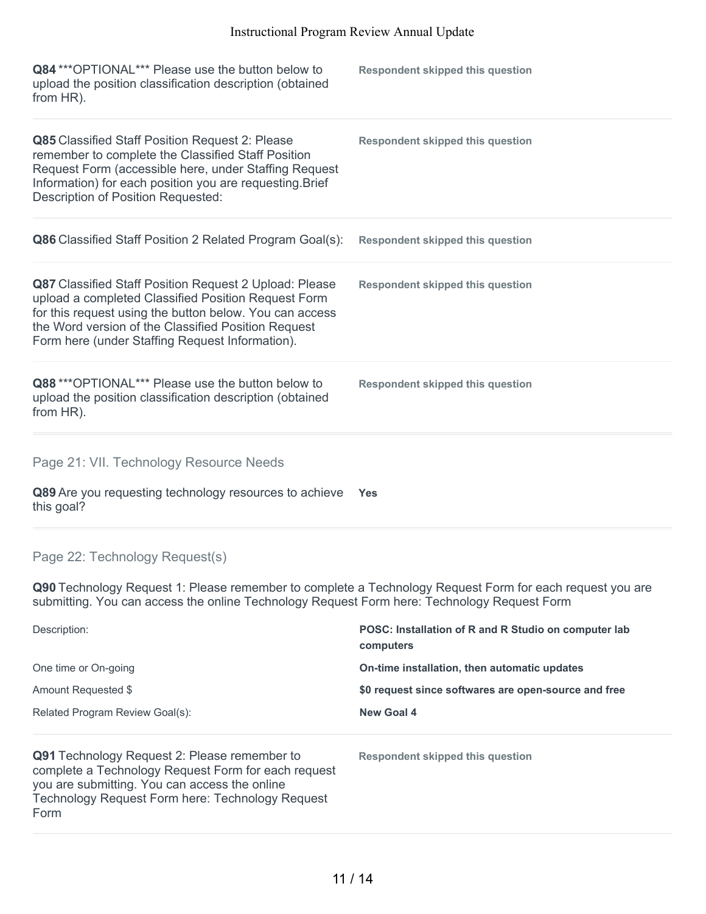**Q84** ***OPTIONAL*** Please use the button below to upload the position classification description (obtained from HR).

**Respondent skipped this question**

**Q85** Classified Staff Position Request 2: Please remember to complete the Classified Staff Position Request Form (accessible here, under Staffing Request Information) for each position you are requesting.Brief Description of Position Requested:

**Respondent skipped this question**

**Q86** Classified Staff Position 2 Related Program Goal(s):

**Respondent skipped this question**

**Q87** Classified Staff Position Request 2 Upload: Please upload a completed Classified Position Request Form for this request using the button below. You can access the Word version of the Classified Position Request Form here (under Staffing Request Information).

**Respondent skipped this question**

**Q88** ***OPTIONAL*** Please use the button below to upload the position classification description (obtained from HR).

**Respondent skipped this question**

## Page 21: VII. Technology Resource Needs

**Q89** Are you requesting technology resources to achieve this goal?

**Yes**

## Page 22: Technology Request(s)

**Q90** Technology Request 1: Please remember to complete a Technology Request Form for each request you are submitting. You can access the online Technology Request Form here: Technology Request Form

| | |
|---|---|
| Description: | **POSC: Installation of R and R Studio on computer lab computers** |
| One time or On-going | **On-time installation, then automatic updates** |
| Amount Requested $ | **$0 request since softwares are open-source and free** |
| Related Program Review Goal(s): | **New Goal 4** |

**Q91** Technology Request 2: Please remember to complete a Technology Request Form for each request you are submitting. You can access the online Technology Request Form here: Technology Request Form

**Respondent skipped this question**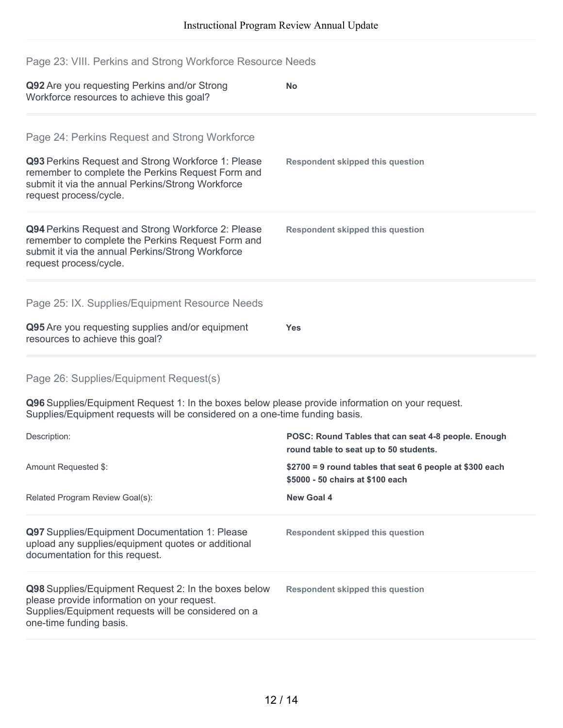## Page 23: VIII. Perkins and Strong Workforce Resource Needs

**Q92** Are you requesting Perkins and/or Strong Workforce resources to achieve this goal? **No**

## Page 24: Perkins Request and Strong Workforce

**Q93** Perkins Request and Strong Workforce 1: Please remember to complete the Perkins Request Form and submit it via the annual Perkins/Strong Workforce request process/cycle.

**Respondent skipped this question**

**Q94** Perkins Request and Strong Workforce 2: Please remember to complete the Perkins Request Form and submit it via the annual Perkins/Strong Workforce request process/cycle.

**Respondent skipped this question**

## Page 25: IX. Supplies/Equipment Resource Needs

**Q95** Are you requesting supplies and/or equipment resources to achieve this goal? **Yes**

## Page 26: Supplies/Equipment Request(s)

**Q96** Supplies/Equipment Request 1: In the boxes below please provide information on your request. Supplies/Equipment requests will be considered on a one-time funding basis.

| | |
|---|---|
| Description: | **POSC: Round Tables that can seat 4-8 people. Enough round table to seat up to 50 students.** |
| Amount Requested $: | **$2700 = 9 round tables that seat 6 people at $300 each**<br>**$5000 - 50 chairs at $100 each** |
| Related Program Review Goal(s): | **New Goal 4** |

**Q97** Supplies/Equipment Documentation 1: Please upload any supplies/equipment quotes or additional documentation for this request.

**Respondent skipped this question**

**Q98** Supplies/Equipment Request 2: In the boxes below please provide information on your request. Supplies/Equipment requests will be considered on a one-time funding basis.

**Respondent skipped this question**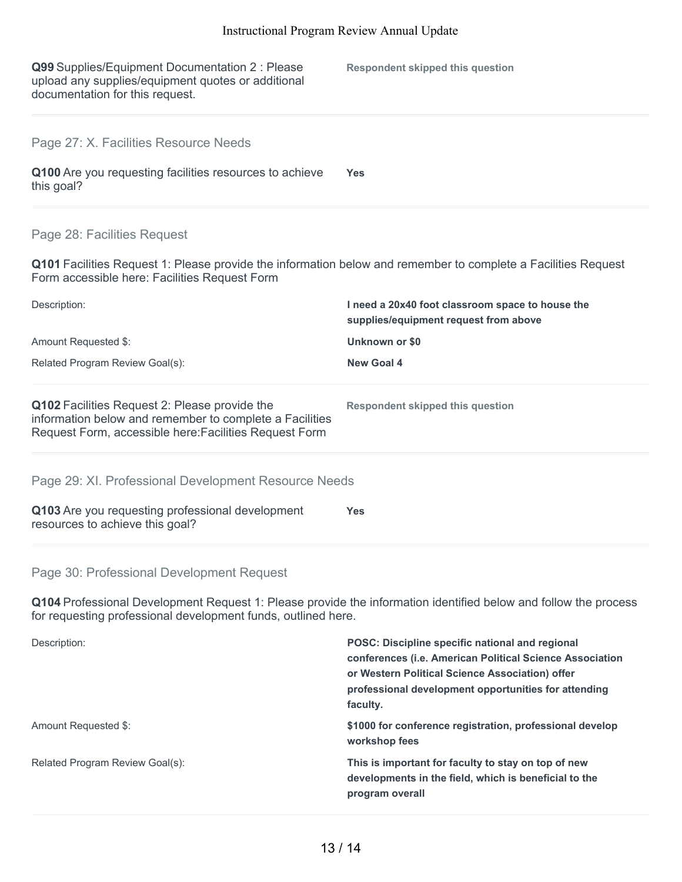**Q99** Supplies/Equipment Documentation 2 : Please upload any supplies/equipment quotes or additional documentation for this request.

**Respondent skipped this question**

## Page 27: X. Facilities Resource Needs

**Q100** Are you requesting facilities resources to achieve this goal?

**Yes**

## Page 28: Facilities Request

**Q101** Facilities Request 1: Please provide the information below and remember to complete a Facilities Request Form accessible here: Facilities Request Form

| | |
|---|---|
| Description: | **I need a 20x40 foot classroom space to house the supplies/equipment request from above** |
| Amount Requested $: | **Unknown or $0** |
| Related Program Review Goal(s): | **New Goal 4** |

**Q102** Facilities Request 2: Please provide the information below and remember to complete a Facilities Request Form, accessible here:Facilities Request Form

**Respondent skipped this question**

## Page 29: XI. Professional Development Resource Needs

**Q103** Are you requesting professional development resources to achieve this goal?

**Yes**

## Page 30: Professional Development Request

**Q104** Professional Development Request 1: Please provide the information identified below and follow the process for requesting professional development funds, outlined here.

| | |
|---|---|
| Description: | **POSC: Discipline specific national and regional conferences (i.e. American Political Science Association or Western Political Science Association) offer professional development opportunities for attending faculty.** |
| Amount Requested $: | **$1000 for conference registration, professional develop workshop fees** |
| Related Program Review Goal(s): | **This is important for faculty to stay on top of new developments in the field, which is beneficial to the program overall** |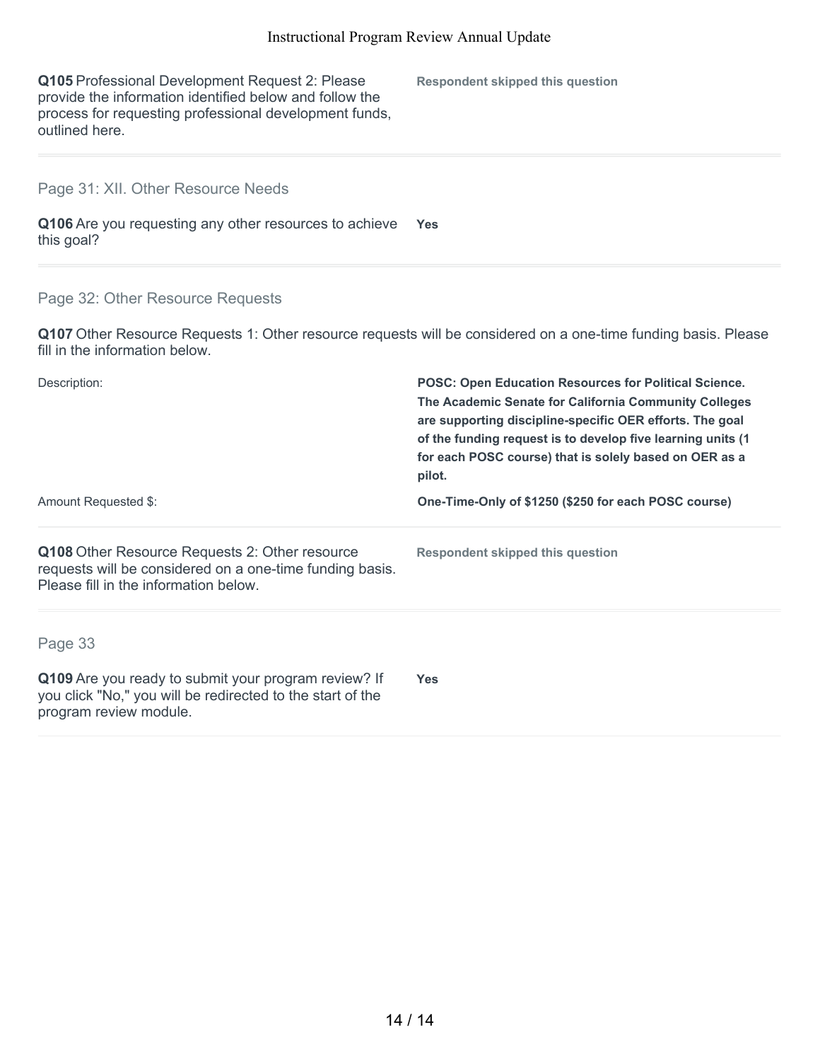**Q105** Professional Development Request 2: Please provide the information identified below and follow the process for requesting professional development funds, outlined here.

**Respondent skipped this question**

## Page 31: XII. Other Resource Needs

**Q106** Are you requesting any other resources to achieve this goal?

**Yes**

## Page 32: Other Resource Requests

**Q107** Other Resource Requests 1: Other resource requests will be considered on a one-time funding basis. Please fill in the information below.

| | |
|---|---|
| Description: | **POSC: Open Education Resources for Political Science. The Academic Senate for California Community Colleges are supporting discipline-specific OER efforts. The goal of the funding request is to develop five learning units (1 for each POSC course) that is solely based on OER as a pilot.** |
| Amount Requested $: | **One-Time-Only of $1250 ($250 for each POSC course)** |

**Q108** Other Resource Requests 2: Other resource requests will be considered on a one-time funding basis. Please fill in the information below.

**Respondent skipped this question**

## Page 33

**Q109** Are you ready to submit your program review? If you click "No," you will be redirected to the start of the program review module.

**Yes**